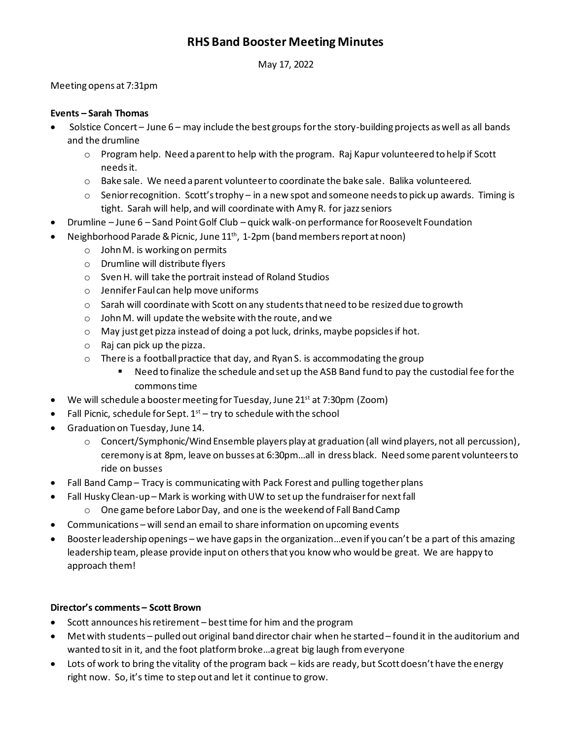# RHS Band Booster Meeting Minutes

May 17, 2022

Meeting opens at 7:31pm

**Events – Sarah Thomas**

- Solstice Concert – June 6 – may include the best groups for the story-building projects as well as all bands and the drumline
  - Program help. Need a parent to help with the program. Raj Kapur volunteered to help if Scott needs it.
  - Bake sale. We need a parent volunteer to coordinate the bake sale. Balika volunteered.
  - Senior recognition. Scott's trophy – in a new spot and someone needs to pick up awards. Timing is tight. Sarah will help, and will coordinate with Amy R. for jazz seniors
- Drumline – June 6 – Sand Point Golf Club – quick walk-on performance for Roosevelt Foundation
- Neighborhood Parade & Picnic, June 11th, 1-2pm (band members report at noon)
  - John M. is working on permits
  - Drumline will distribute flyers
  - Sven H. will take the portrait instead of Roland Studios
  - Jennifer Faul can help move uniforms
  - Sarah will coordinate with Scott on any students that need to be resized due to growth
  - John M. will update the website with the route, and we
  - May just get pizza instead of doing a pot luck, drinks, maybe popsicles if hot.
  - Raj can pick up the pizza.
  - There is a football practice that day, and Ryan S. is accommodating the group
    - Need to finalize the schedule and set up the ASB Band fund to pay the custodial fee for the commons time
- We will schedule a booster meeting for Tuesday, June 21st at 7:30pm (Zoom)
- Fall Picnic, schedule for Sept. 1st – try to schedule with the school
- Graduation on Tuesday, June 14.
  - Concert/Symphonic/Wind Ensemble players play at graduation (all wind players, not all percussion), ceremony is at 8pm, leave on busses at 6:30pm…all in dress black. Need some parent volunteers to ride on busses
- Fall Band Camp – Tracy is communicating with Pack Forest and pulling together plans
- Fall Husky Clean-up – Mark is working with UW to set up the fundraiser for next fall
  - One game before Labor Day, and one is the weekend of Fall Band Camp
- Communications – will send an email to share information on upcoming events
- Booster leadership openings – we have gaps in the organization…even if you can't be a part of this amazing leadership team, please provide input on others that you know who would be great. We are happy to approach them!

**Director's comments – Scott Brown**

- Scott announces his retirement – best time for him and the program
- Met with students – pulled out original band director chair when he started – found it in the auditorium and wanted to sit in it, and the foot platform broke…a great big laugh from everyone
- Lots of work to bring the vitality of the program back – kids are ready, but Scott doesn't have the energy right now. So, it's time to step out and let it continue to grow.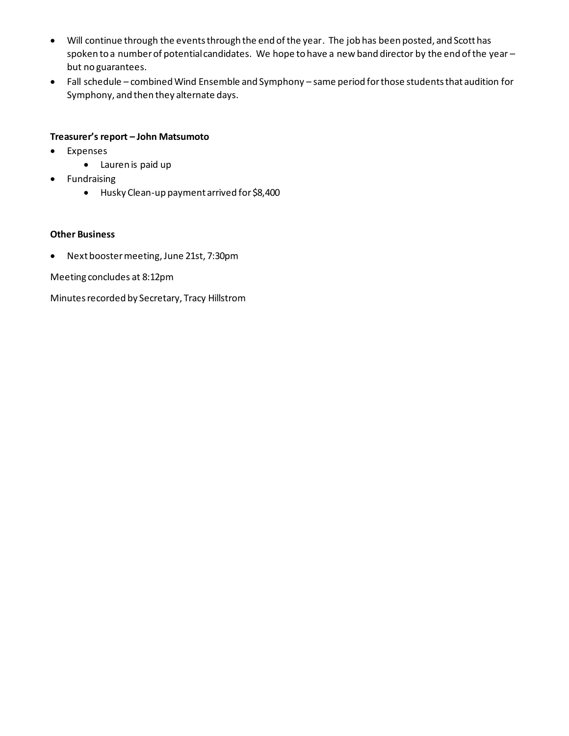- Will continue through the events through the end of the year. The job has been posted, and Scott has spoken to a number of potential candidates. We hope to have a new band director by the end of the year – but no guarantees.
- Fall schedule – combined Wind Ensemble and Symphony – same period for those students that audition for Symphony, and then they alternate days.

**Treasurer's report – John Matsumoto**

- Expenses
  - Lauren is paid up
- Fundraising
  - Husky Clean-up payment arrived for $8,400

**Other Business**

- Next booster meeting, June 21st, 7:30pm

Meeting concludes at 8:12pm

Minutes recorded by Secretary, Tracy Hillstrom